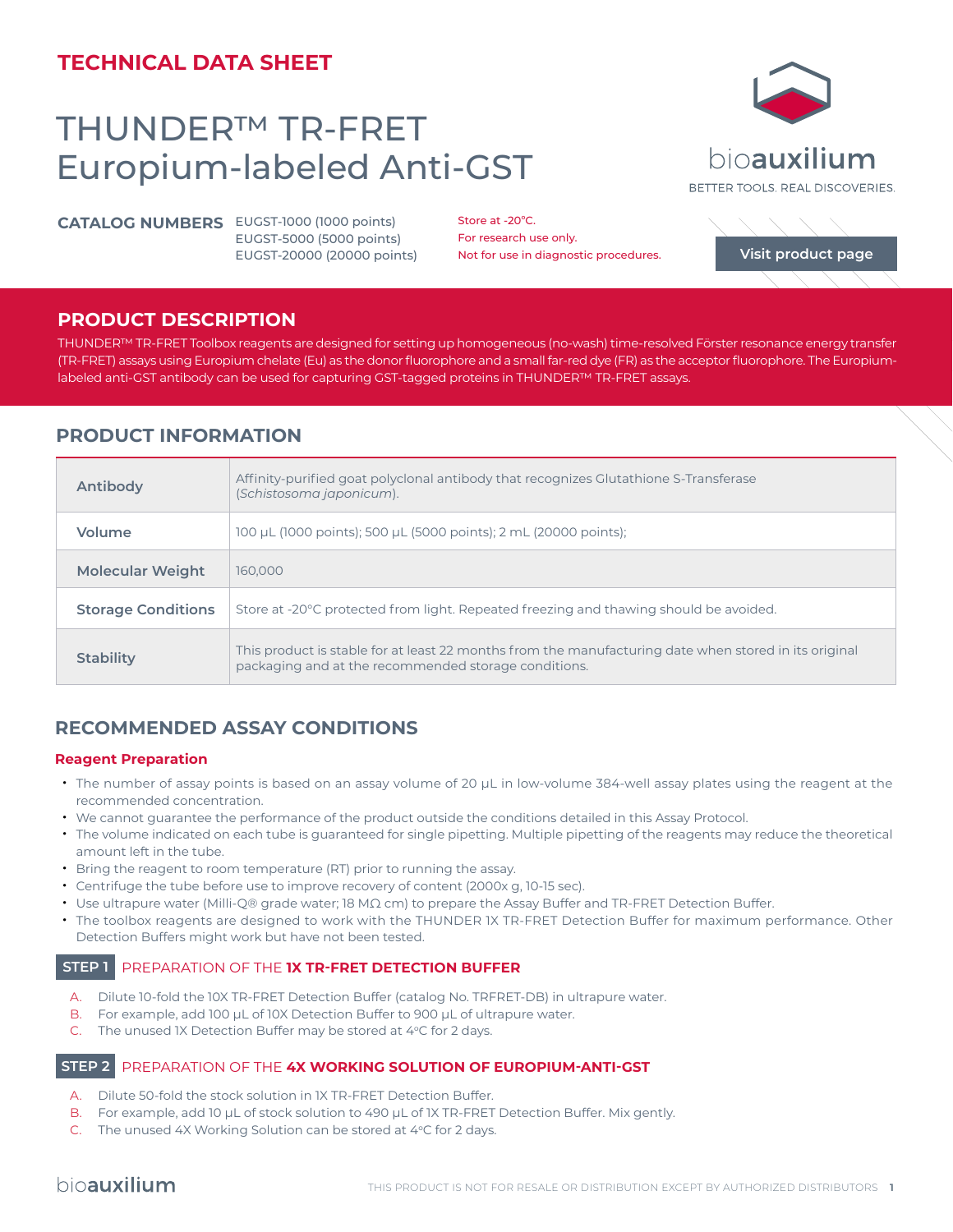TECHNICAL DATA SHEET

# THUNDER™ TR-FRET Europium-labeled Anti-GST

bioauxilium

BETTER TOOLS. REAL DISCOVERIES.

**CATALOG NUMBERS** EUGST-1000 (1000 points)
EUGST-5000 (5000 points)
EUGST-20000 (20000 points)

Store at -20°C.
For research use only.
Not for use in diagnostic procedures.

Visit product page

## PRODUCT DESCRIPTION

THUNDER™ TR-FRET Toolbox reagents are designed for setting up homogeneous (no-wash) time-resolved Förster resonance energy transfer (TR-FRET) assays using Europium chelate (Eu) as the donor fluorophore and a small far-red dye (FR) as the acceptor fluorophore. The Europium-labeled anti-GST antibody can be used for capturing GST-tagged proteins in THUNDER™ TR-FRET assays.

## PRODUCT INFORMATION

| | |
|---|---|
| **Antibody** | Affinity-purified goat polyclonal antibody that recognizes Glutathione S-Transferase (*Schistosoma japonicum*). |
| **Volume** | 100 µL (1000 points); 500 µL (5000 points); 2 mL (20000 points); |
| **Molecular Weight** | 160,000 |
| **Storage Conditions** | Store at -20°C protected from light. Repeated freezing and thawing should be avoided. |
| **Stability** | This product is stable for at least 22 months from the manufacturing date when stored in its original packaging and at the recommended storage conditions. |

## RECOMMENDED ASSAY CONDITIONS

### Reagent Preparation

- The number of assay points is based on an assay volume of 20 µL in low-volume 384-well assay plates using the reagent at the recommended concentration.
- We cannot guarantee the performance of the product outside the conditions detailed in this Assay Protocol.
- The volume indicated on each tube is guaranteed for single pipetting. Multiple pipetting of the reagents may reduce the theoretical amount left in the tube.
- Bring the reagent to room temperature (RT) prior to running the assay.
- Centrifuge the tube before use to improve recovery of content (2000x g, 10-15 sec).
- Use ultrapure water (Milli-Q® grade water; 18 MΩ cm) to prepare the Assay Buffer and TR-FRET Detection Buffer.
- The toolbox reagents are designed to work with the THUNDER 1X TR-FRET Detection Buffer for maximum performance. Other Detection Buffers might work but have not been tested.

### STEP 1 PREPARATION OF THE **1X TR-FRET DETECTION BUFFER**

A. Dilute 10-fold the 10X TR-FRET Detection Buffer (catalog No. TRFRET-DB) in ultrapure water.
B. For example, add 100 µL of 10X Detection Buffer to 900 µL of ultrapure water.
C. The unused 1X Detection Buffer may be stored at 4°C for 2 days.

### STEP 2 PREPARATION OF THE **4X WORKING SOLUTION OF EUROPIUM-ANTI-GST**

A. Dilute 50-fold the stock solution in 1X TR-FRET Detection Buffer.
B. For example, add 10 µL of stock solution to 490 µL of 1X TR-FRET Detection Buffer. Mix gently.
C. The unused 4X Working Solution can be stored at 4°C for 2 days.

bioauxilium

THIS PRODUCT IS NOT FOR RESALE OR DISTRIBUTION EXCEPT BY AUTHORIZED DISTRIBUTORS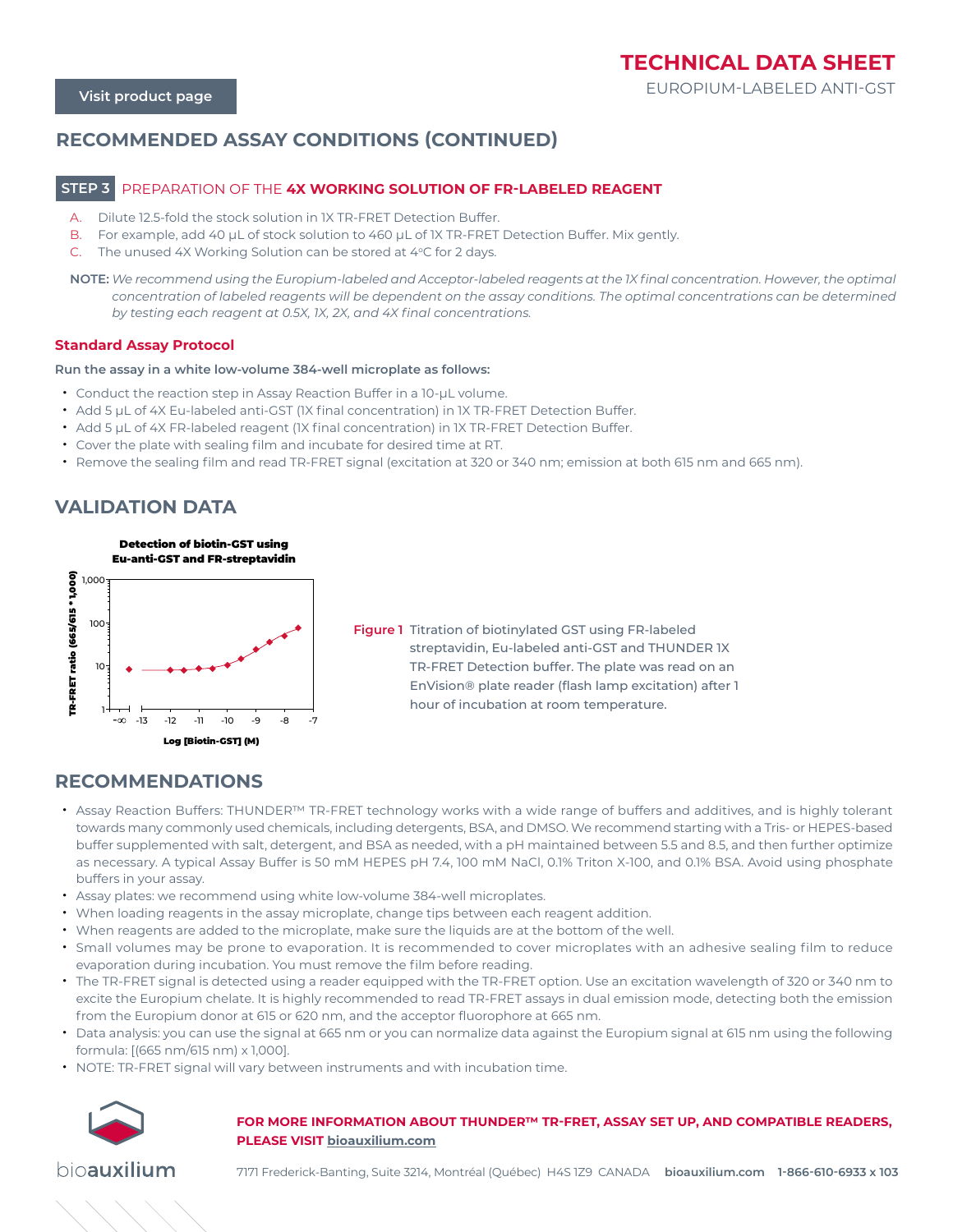**TECHNICAL DATA SHEET**

EUROPIUM-LABELED ANTI-GST

Visit product page

## RECOMMENDED ASSAY CONDITIONS (CONTINUED)

### STEP 3 PREPARATION OF THE **4X WORKING SOLUTION OF FR-LABELED REAGENT**

A. Dilute 12.5-fold the stock solution in 1X TR-FRET Detection Buffer.
B. For example, add 40 µL of stock solution to 460 µL of 1X TR-FRET Detection Buffer. Mix gently.
C. The unused 4X Working Solution can be stored at 4°C for 2 days.

**NOTE:** *We recommend using the Europium-labeled and Acceptor-labeled reagents at the 1X final concentration. However, the optimal concentration of labeled reagents will be dependent on the assay conditions. The optimal concentrations can be determined by testing each reagent at 0.5X, 1X, 2X, and 4X final concentrations.*

### Standard Assay Protocol

**Run the assay in a white low-volume 384-well microplate as follows:**

- Conduct the reaction step in Assay Reaction Buffer in a 10-µL volume.
- Add 5 µL of 4X Eu-labeled anti-GST (1X final concentration) in 1X TR-FRET Detection Buffer.
- Add 5 µL of 4X FR-labeled reagent (1X final concentration) in 1X TR-FRET Detection Buffer.
- Cover the plate with sealing film and incubate for desired time at RT.
- Remove the sealing film and read TR-FRET signal (excitation at 320 or 340 nm; emission at both 615 nm and 665 nm).

## VALIDATION DATA

**Detection of biotin-GST using Eu-anti-GST and FR-streptavidin**

TR-FRET ratio (665/615 * 1,000)

1,000
100
10
1

-∞ -13 -12 -11 -10 -9 -8 -7

Log [Biotin-GST] (M)

**Figure 1** Titration of biotinylated GST using FR-labeled streptavidin, Eu-labeled anti-GST and THUNDER 1X TR-FRET Detection buffer. The plate was read on an EnVision® plate reader (flash lamp excitation) after 1 hour of incubation at room temperature.

## RECOMMENDATIONS

- Assay Reaction Buffers: THUNDER™ TR-FRET technology works with a wide range of buffers and additives, and is highly tolerant towards many commonly used chemicals, including detergents, BSA, and DMSO. We recommend starting with a Tris- or HEPES-based buffer supplemented with salt, detergent, and BSA as needed, with a pH maintained between 5.5 and 8.5, and then further optimize as necessary. A typical Assay Buffer is 50 mM HEPES pH 7.4, 100 mM NaCl, 0.1% Triton X-100, and 0.1% BSA. Avoid using phosphate buffers in your assay.
- Assay plates: we recommend using white low-volume 384-well microplates.
- When loading reagents in the assay microplate, change tips between each reagent addition.
- When reagents are added to the microplate, make sure the liquids are at the bottom of the well.
- Small volumes may be prone to evaporation. It is recommended to cover microplates with an adhesive sealing film to reduce evaporation during incubation. You must remove the film before reading.
- The TR-FRET signal is detected using a reader equipped with the TR-FRET option. Use an excitation wavelength of 320 or 340 nm to excite the Europium chelate. It is highly recommended to read TR-FRET assays in dual emission mode, detecting both the emission from the Europium donor at 615 or 620 nm, and the acceptor fluorophore at 665 nm.
- Data analysis: you can use the signal at 665 nm or you can normalize data against the Europium signal at 615 nm using the following formula: [(665 nm/615 nm) x 1,000].
- NOTE: TR-FRET signal will vary between instruments and with incubation time.

**FOR MORE INFORMATION ABOUT THUNDER™ TR-FRET, ASSAY SET UP, AND COMPATIBLE READERS, PLEASE VISIT bioauxilium.com**

bioauxilium

7171 Frederick-Banting, Suite 3214, Montréal (Québec) H4S 1Z9 CANADA **bioauxilium.com** **1-866-610-6933 x 103**